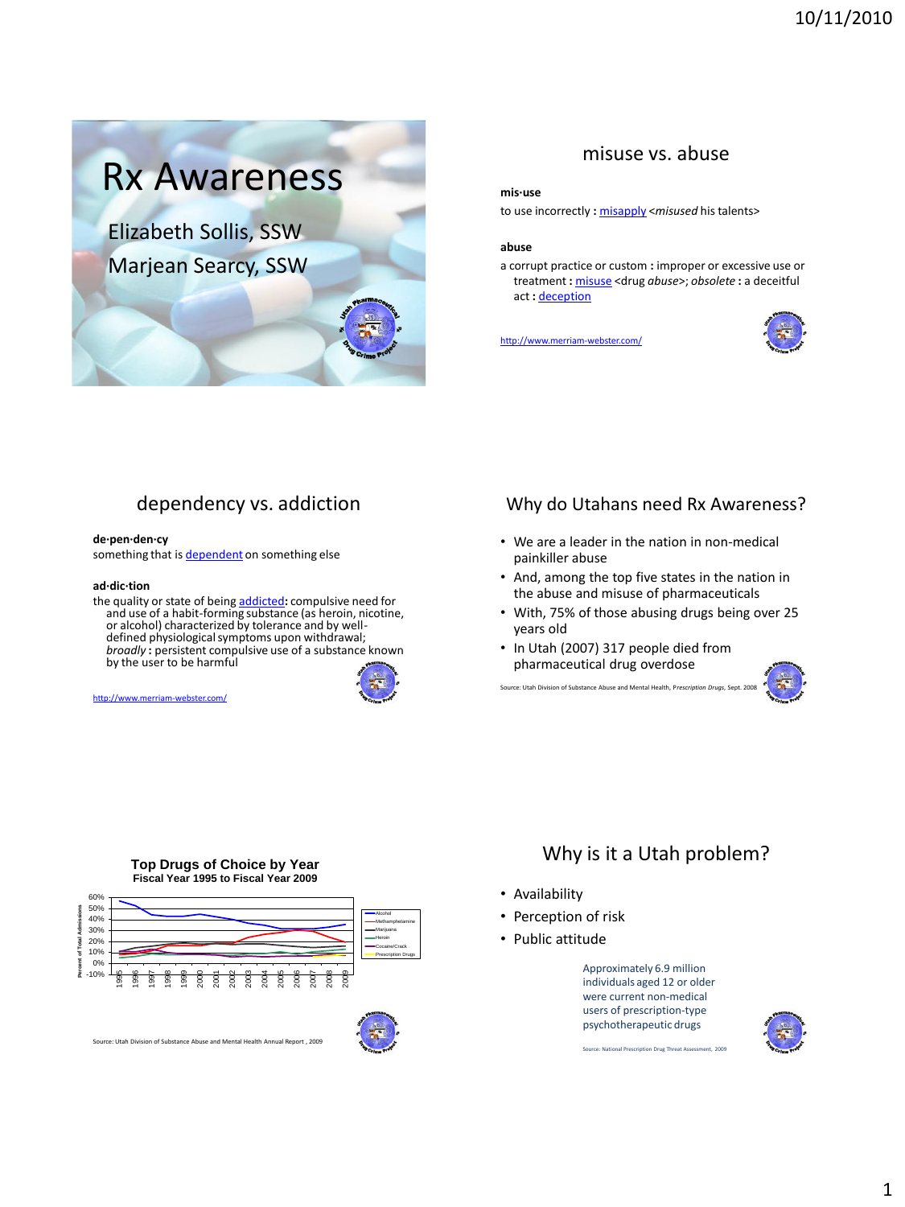# Rx Awareness

Elizabeth Sollis, SSW

Marjean Searcy, SSW

## misuse vs. abuse

**mis·use**

to use incorrectly **:** misapply <*misused* his talents>

**abuse**

a corrupt practice or custom **:** improper or excessive use or treatment **:** misuse <drug *abuse*>; *obsolete* **:** a deceitful act **:** deception

http://www.merriam-webster.com/

## dependency vs. addiction

**de·pen·den·cy**

something that is dependent on something else

**ad·dic·tion**

the quality or state of being addicted**:** compulsive need for and use of a habit-forming substance (as heroin, nicotine, or alcohol) characterized by tolerance and by well-defined physiological symptoms upon withdrawal; *broadly* **:** persistent compulsive use of a substance known by the user to be harmful

http://www.merriam-webster.com/

## Why do Utahans need Rx Awareness?

- We are a leader in the nation in non-medical painkiller abuse
- And, among the top five states in the nation in the abuse and misuse of pharmaceuticals
- With, 75% of those abusing drugs being over 25 years old
- In Utah (2007) 317 people died from pharmaceutical drug overdose

Source: Utah Division of Substance Abuse and Mental Health, *Prescription Drugs*, Sept. 2008

**Top Drugs of Choice by Year**
**Fiscal Year 1995 to Fiscal Year 2009**

Source: Utah Division of Substance Abuse and Mental Health Annual Report , 2009

## Why is it a Utah problem?

- Availability
- Perception of risk
- Public attitude

Approximately 6.9 million individuals aged 12 or older were current non-medical users of prescription-type psychotherapeutic drugs

Source: National Prescription Drug Threat Assessment, 2009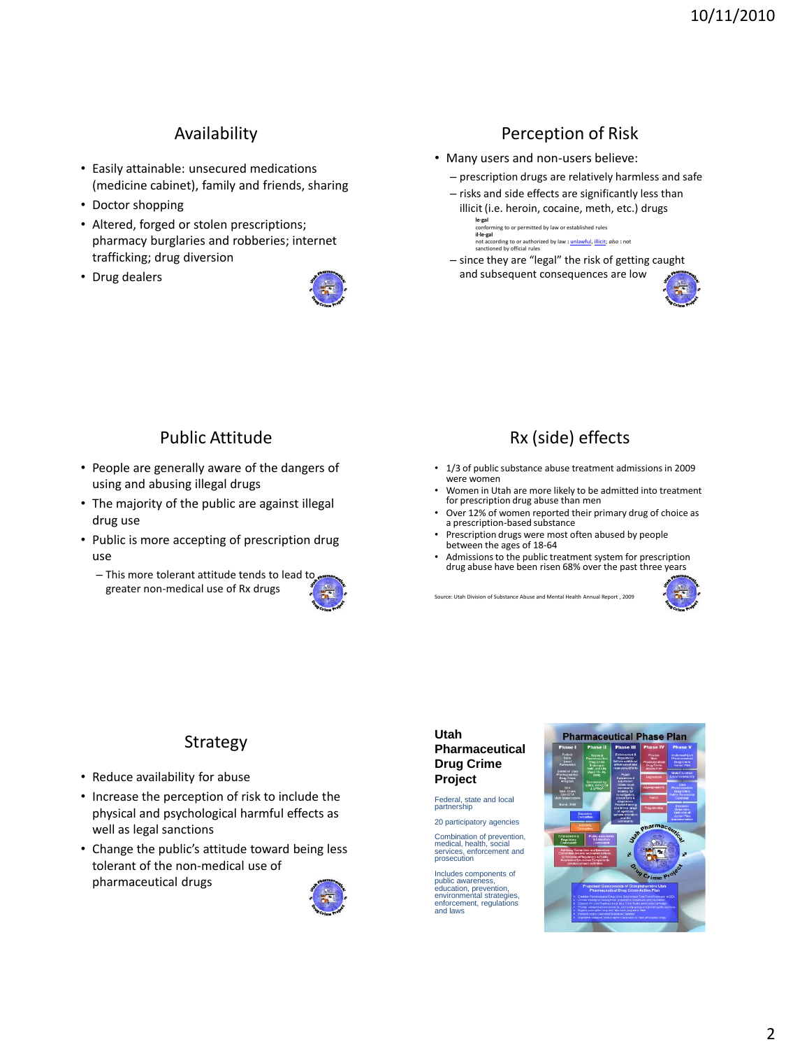## Availability

- Easily attainable: unsecured medications (medicine cabinet), family and friends, sharing
- Doctor shopping
- Altered, forged or stolen prescriptions; pharmacy burglaries and robberies; internet trafficking; drug diversion
- Drug dealers

## Perception of Risk

- Many users and non-users believe:
  - prescription drugs are relatively harmless and safe
  - risks and side effects are significantly less than illicit (i.e. heroin, cocaine, meth, etc.) drugs

    **le·gal**
    conforming to or permitted by law or established rules
    **il·le·gal**
    not according to or authorized by law : unlawful, illicit; *also* : not sanctioned by official rules

  - since they are "legal" the risk of getting caught and subsequent consequences are low

## Public Attitude

- People are generally aware of the dangers of using and abusing illegal drugs
- The majority of the public are against illegal drug use
- Public is more accepting of prescription drug use
  - This more tolerant attitude tends to lead to greater non-medical use of Rx drugs

## Rx (side) effects

- 1/3 of public substance abuse treatment admissions in 2009 were women
- Women in Utah are more likely to be admitted into treatment for prescription drug abuse than men
- Over 12% of women reported their primary drug of choice as a prescription-based substance
- Prescription drugs were most often abused by people between the ages of 18-64
- Admissions to the public treatment system for prescription drug abuse have been risen 68% over the past three years

Source: Utah Division of Substance Abuse and Mental Health Annual Report , 2009

## Strategy

- Reduce availability for abuse
- Increase the perception of risk to include the physical and psychological harmful effects as well as legal sanctions
- Change the public's attitude toward being less tolerant of the non-medical use of pharmaceutical drugs

## Utah Pharmaceutical Drug Crime Project

Federal, state and local partnership

20 participatory agencies

Combination of prevention, medical, health, social services, enforcement and prosecution

Includes components of public awareness, education, prevention, environmental strategies, enforcement, regulations and laws

**Pharmaceutical Phase Plan**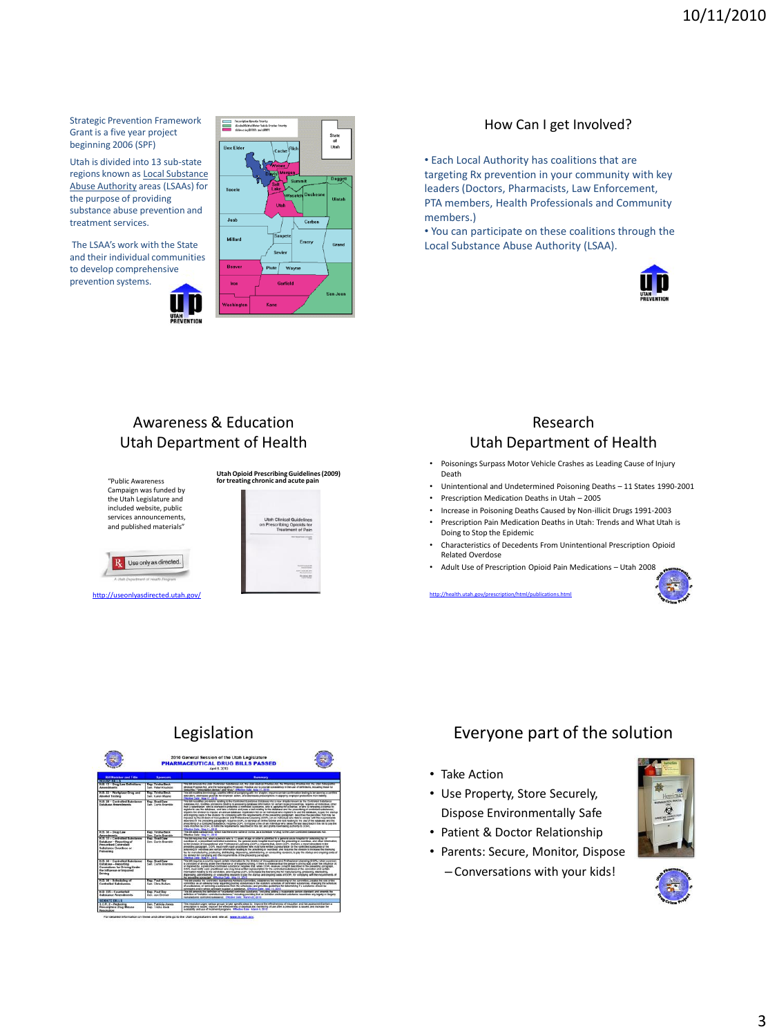Strategic Prevention Framework Grant is a five year project beginning 2006 (SPF)

Utah is divided into 13 sub-state regions known as Local Substance Abuse Authority areas (LSAAs) for the purpose of providing substance abuse prevention and treatment services.

The LSAA's work with the State and their individual communities to develop comprehensive prevention systems.

## How Can I get Involved?

- Each Local Authority has coalitions that are targeting Rx prevention in your community with key leaders (Doctors, Pharmacists, Law Enforcement, PTA members, Health Professionals and Community members.)
- You can participate on these coalitions through the Local Substance Abuse Authority (LSAA).

## Awareness & Education Utah Department of Health

"Public Awareness Campaign was funded by the Utah Legislature and included website, public services announcements, and published materials"

**Utah Opioid Prescribing Guidelines (2009) for treating chronic and acute pain**

http://useonlyasdirected.utah.gov/

## Research Utah Department of Health

- Poisonings Surpass Motor Vehicle Crashes as Leading Cause of Injury Death
- Unintentional and Undetermined Poisoning Deaths – 11 States 1990-2001
- Prescription Medication Deaths in Utah – 2005
- Increase in Poisoning Deaths Caused by Non-illicit Drugs 1991-2003
- Prescription Pain Medication Deaths in Utah: Trends and What Utah is Doing to Stop the Epidemic
- Characteristics of Decedents From Unintentional Prescription Opioid Related Overdose
- Adult Use of Prescription Opioid Pain Medications – Utah 2008

http://health.utah.gov/prescription/html/publications.html

## Legislation

2010 General Session of the Utah Legislature
PHARMACEUTICAL DRUG BILLS PASSED

## Everyone part of the solution

- Take Action
- Use Property, Store Securely, Dispose Environmentally Safe
- Patient & Doctor Relationship
- Parents: Secure, Monitor, Dispose
  - Conversations with your kids!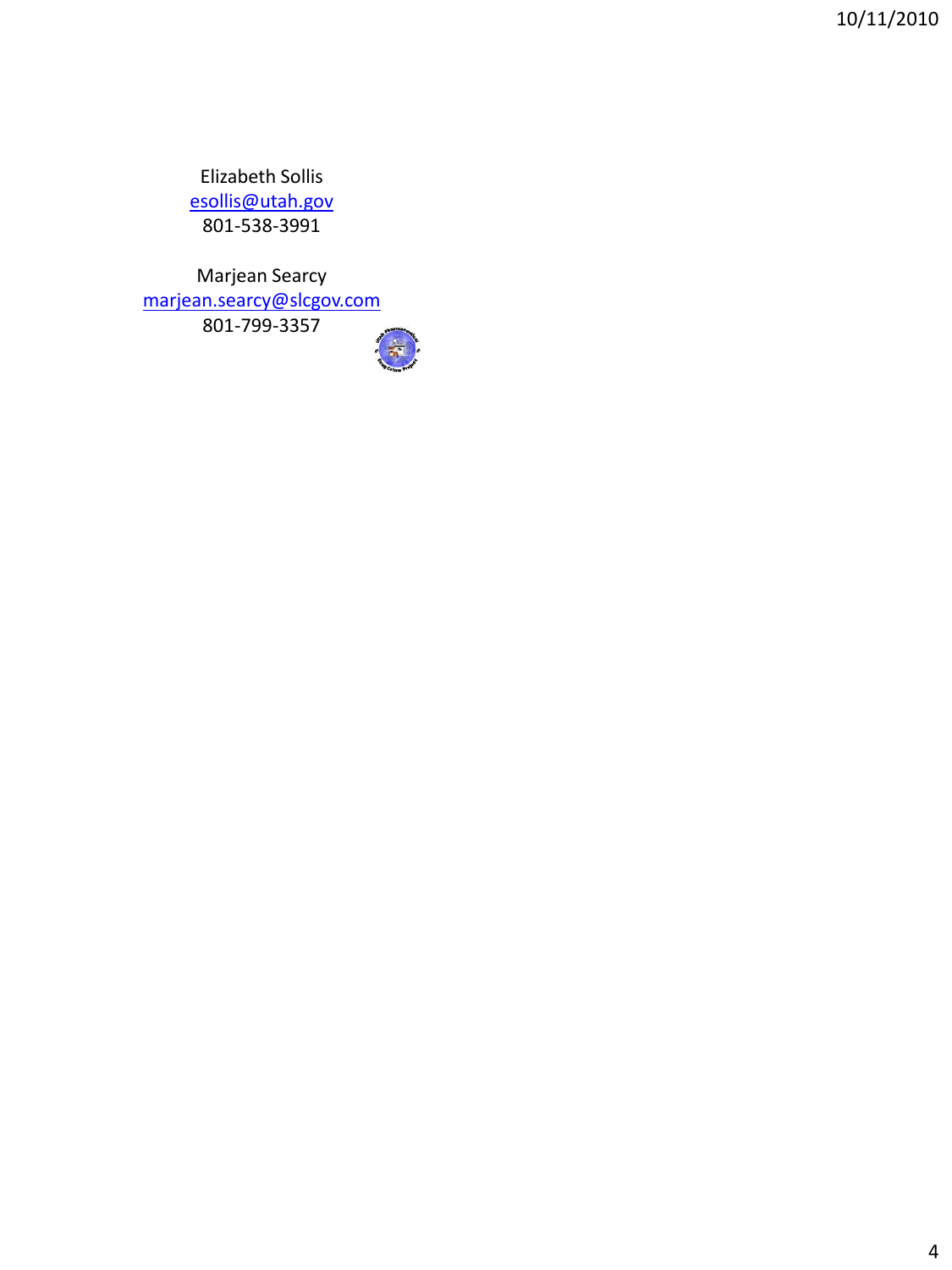Elizabeth Sollis
esollis@utah.gov
801-538-3991

Marjean Searcy
marjean.searcy@slcgov.com
801-799-3357